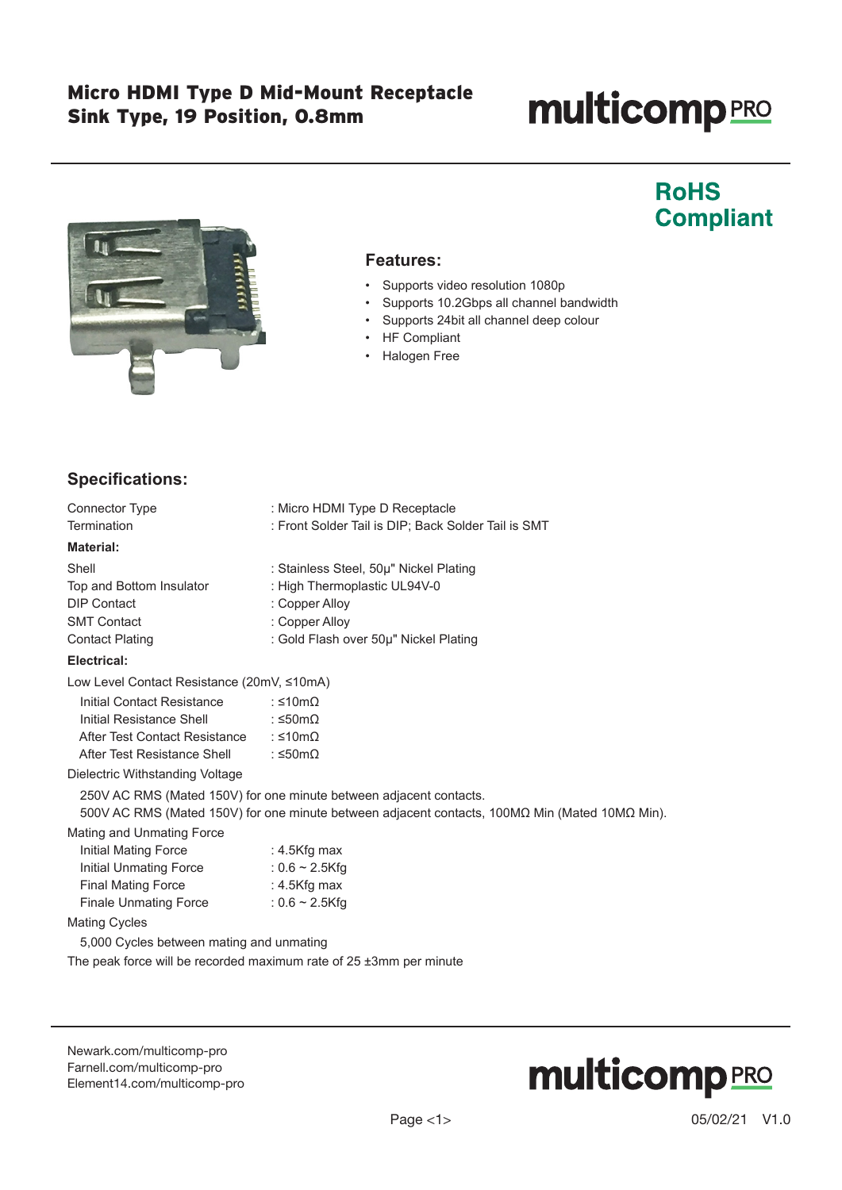# Micro HDMI Type D Mid-Mount Receptacle Sink Type, 19 Position, 0.8mm

multicomp PRO

**RoHS Compliant**

## Features:

- Supports video resolution 1080p
- Supports 10.2Gbps all channel bandwidth
- Supports 24bit all channel deep colour
- HF Compliant
- Halogen Free

## Specifications:

| | |
|---|---|
| Connector Type | : Micro HDMI Type D Receptacle |
| Termination | : Front Solder Tail is DIP; Back Solder Tail is SMT |

**Material:**

| | |
|---|---|
| Shell | : Stainless Steel, 50µ" Nickel Plating |
| Top and Bottom Insulator | : High Thermoplastic UL94V-0 |
| DIP Contact | : Copper Alloy |
| SMT Contact | : Copper Alloy |
| Contact Plating | : Gold Flash over 50µ" Nickel Plating |

**Electrical:**

Low Level Contact Resistance (20mV, ≤10mA)

| | |
|---|---|
| Initial Contact Resistance | : ≤10mΩ |
| Initial Resistance Shell | : ≤50mΩ |
| After Test Contact Resistance | : ≤10mΩ |
| After Test Resistance Shell | : ≤50mΩ |

Dielectric Withstanding Voltage

250V AC RMS (Mated 150V) for one minute between adjacent contacts.
500V AC RMS (Mated 150V) for one minute between adjacent contacts, 100MΩ Min (Mated 10MΩ Min).

Mating and Unmating Force

| | |
|---|---|
| Initial Mating Force | : 4.5Kfg max |
| Initial Unmating Force | : 0.6 ~ 2.5Kfg |
| Final Mating Force | : 4.5Kfg max |
| Finale Unmating Force | : 0.6 ~ 2.5Kfg |

Mating Cycles

5,000 Cycles between mating and unmating

The peak force will be recorded maximum rate of 25 ±3mm per minute

Newark.com/multicomp-pro
Farnell.com/multicomp-pro
Element14.com/multicomp-pro

05/02/21 V1.0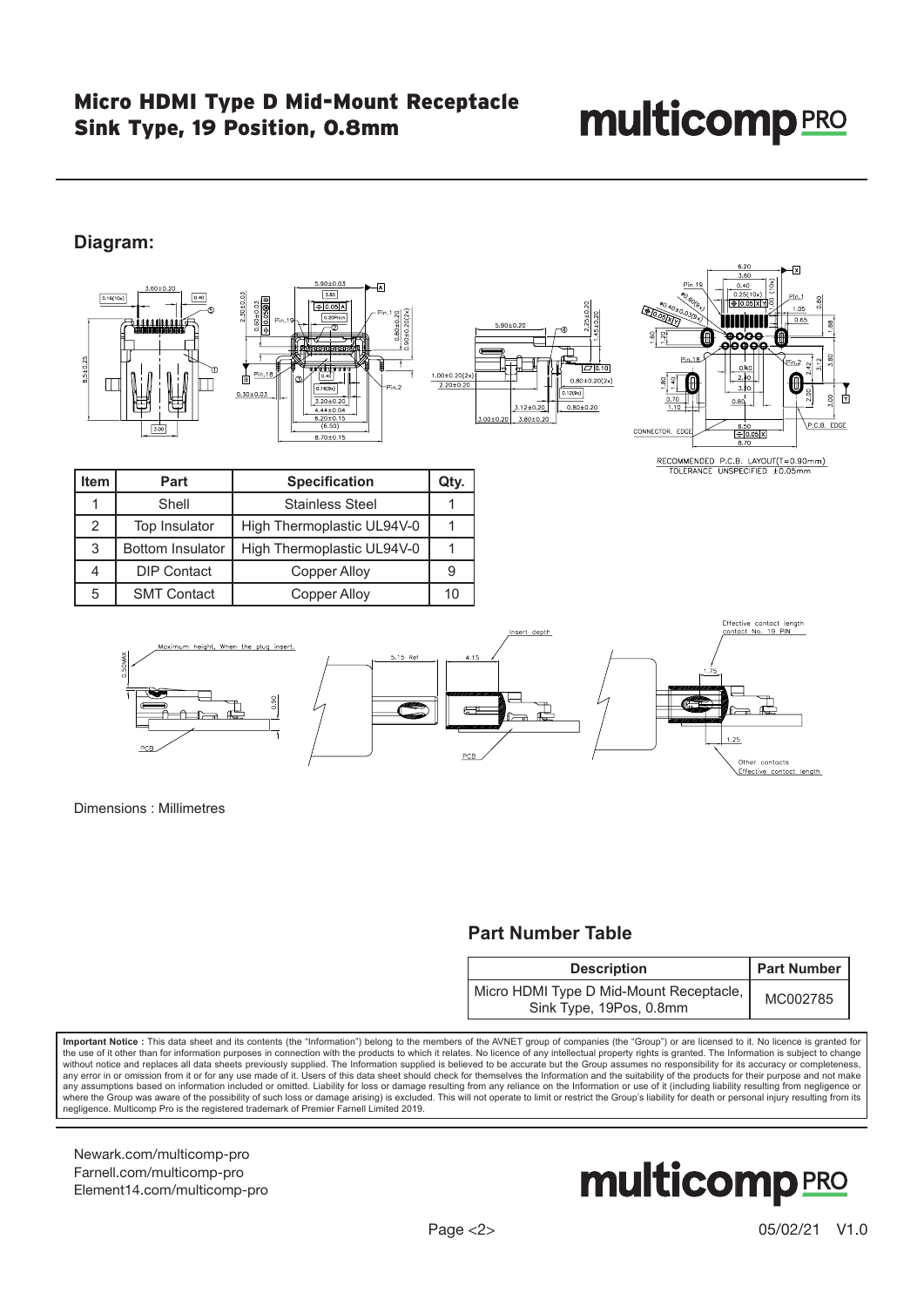## Diagram:

RECOMMENDED P.C.B. LAYOUT(T=0.90mm)
TOLERANCE UNSPECIFIED ±0.05mm

| Item | Part | Specification | Qty. |
|---|---|---|---|
| 1 | Shell | Stainless Steel | 1 |
| 2 | Top Insulator | High Thermoplastic UL94V-0 | 1 |
| 3 | Bottom Insulator | High Thermoplastic UL94V-0 | 1 |
| 4 | DIP Contact | Copper Alloy | 9 |
| 5 | SMT Contact | Copper Alloy | 10 |

Dimensions : Millimetres

## Part Number Table

| Description | Part Number |
|---|---|
| Micro HDMI Type D Mid-Mount Receptacle, Sink Type, 19Pos, 0.8mm | MC002785 |

**Important Notice :** This data sheet and its contents (the "Information") belong to the members of the AVNET group of companies (the "Group") or are licensed to it. No licence is granted for the use of it other than for information purposes in connection with the products to which it relates. No licence of any intellectual property rights is granted. The Information is subject to change without notice and replaces all data sheets previously supplied. The Information supplied is believed to be accurate but the Group assumes no responsibility for its accuracy or completeness, any error in or omission from it or for any use made of it. Users of this data sheet should check for themselves the Information and the suitability of the products for their purpose and not make any assumptions based on information included or omitted. Liability for loss or damage resulting from any reliance on the Information or use of it (including liability resulting from negligence or where the Group was aware of the possibility of such loss or damage arising) is excluded. This will not operate to limit or restrict the Group's liability for death or personal injury resulting from its negligence. Multicomp Pro is the registered trademark of Premier Farnell Limited 2019.

Newark.com/multicomp-pro
Farnell.com/multicomp-pro
Element14.com/multicomp-pro